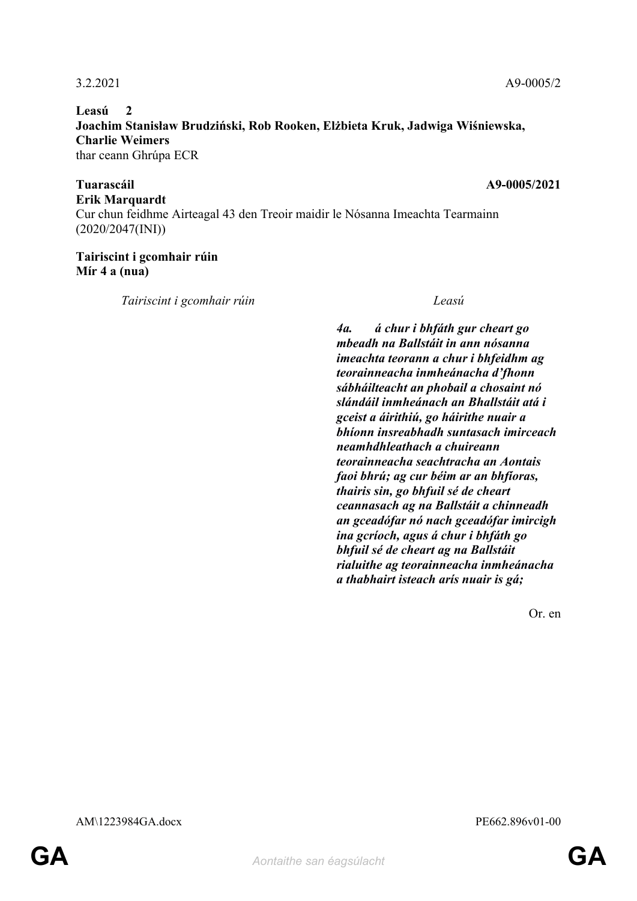3.2.2021 A9-0005/2

**Leasú 2**
**Joachim Stanisław Brudziński, Rob Rooken, Elżbieta Kruk, Jadwiga Wiśniewska, Charlie Weimers**
thar ceann Ghrúpa ECR

**Tuarascáil** **A9-0005/2021**
**Erik Marquardt**
Cur chun feidhme Airteagal 43 den Treoir maidir le Nósanna Imeachta Tearmainn (2020/2047(INI))

**Tairiscint i gcomhair rúin**
**Mír 4 a (nua)**

| *Tairiscint i gcomhair rúin* | *Leasú* |
|---|---|
| | ***4a. á chur i bhfáth gur cheart go mbeadh na Ballstáit in ann nósanna imeachta teorann a chur i bhfeidhm ag teorainneacha inmheánacha d'fhonn sábháilteacht an phobail a chosaint nó slándáil inmheánach an Bhallstáit atá i gceist a áirithiú, go háirithe nuair a bhíonn insreabhadh suntasach imirceach neamhdhleathach a chuireann teorainneacha seachtracha an Aontais faoi bhrú; ag cur béim ar an bhfíoras, thairis sin, go bhfuil sé de cheart ceannasach ag na Ballstáit a chinneadh an gceadófar nó nach gceadófar imircigh ina gcríoch, agus á chur i bhfáth go bhfuil sé de cheart ag na Ballstáit rialuithe ag teorainneacha inmheánacha a thabhairt isteach arís nuair is gá;*** |

Or. en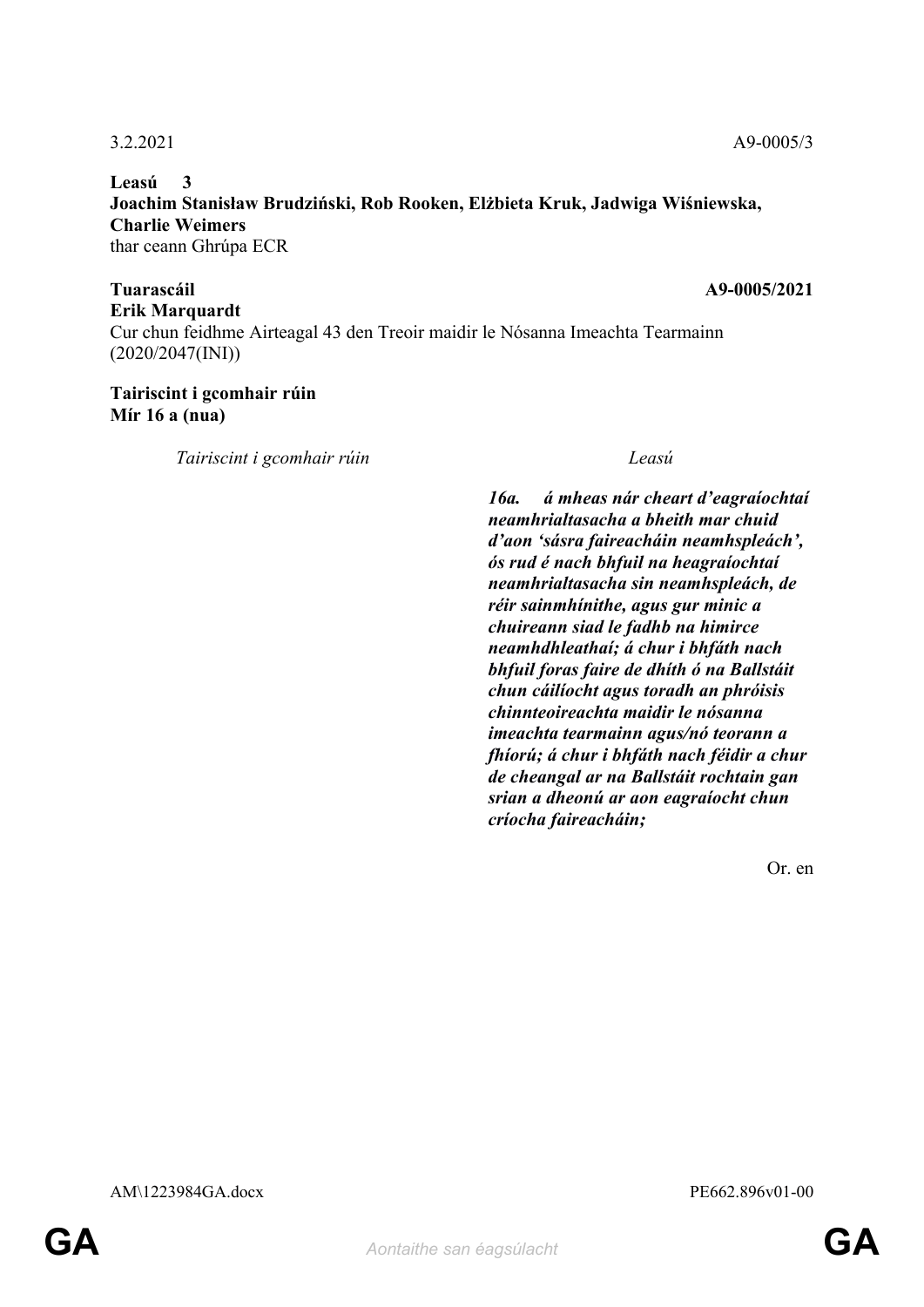3.2.2021 A9-0005/3

**Leasú 3**
**Joachim Stanisław Brudziński, Rob Rooken, Elżbieta Kruk, Jadwiga Wiśniewska, Charlie Weimers**
thar ceann Ghrúpa ECR

**Tuarascáil** **A9-0005/2021**
**Erik Marquardt**
Cur chun feidhme Airteagal 43 den Treoir maidir le Nósanna Imeachta Tearmainn (2020/2047(INI))

**Tairiscint i gcomhair rúin**
**Mír 16 a (nua)**

| *Tairiscint i gcomhair rúin* | *Leasú* |
| --- | --- |
| | ***16a. á mheas nár cheart d'eagraíochtaí neamhrialtasacha a bheith mar chuid d'aon 'sásra faireacháin neamhspleách', ós rud é nach bhfuil na heagraíochtaí neamhrialtasacha sin neamhspleách, de réir sainmhínithe, agus gur minic a chuireann siad le fadhb na himirce neamhdhleathaí; á chur i bhfáth nach bhfuil foras faire de dhíth ó na Ballstáit chun cáilíocht agus toradh an phróisis chinnteoireachta maidir le nósanna imeachta tearmainn agus/nó teorann a fhíorú; á chur i bhfáth nach féidir a chur de cheangal ar na Ballstáit rochtain gan srian a dheonú ar aon eagraíocht chun críocha faireacháin;*** |

Or. en